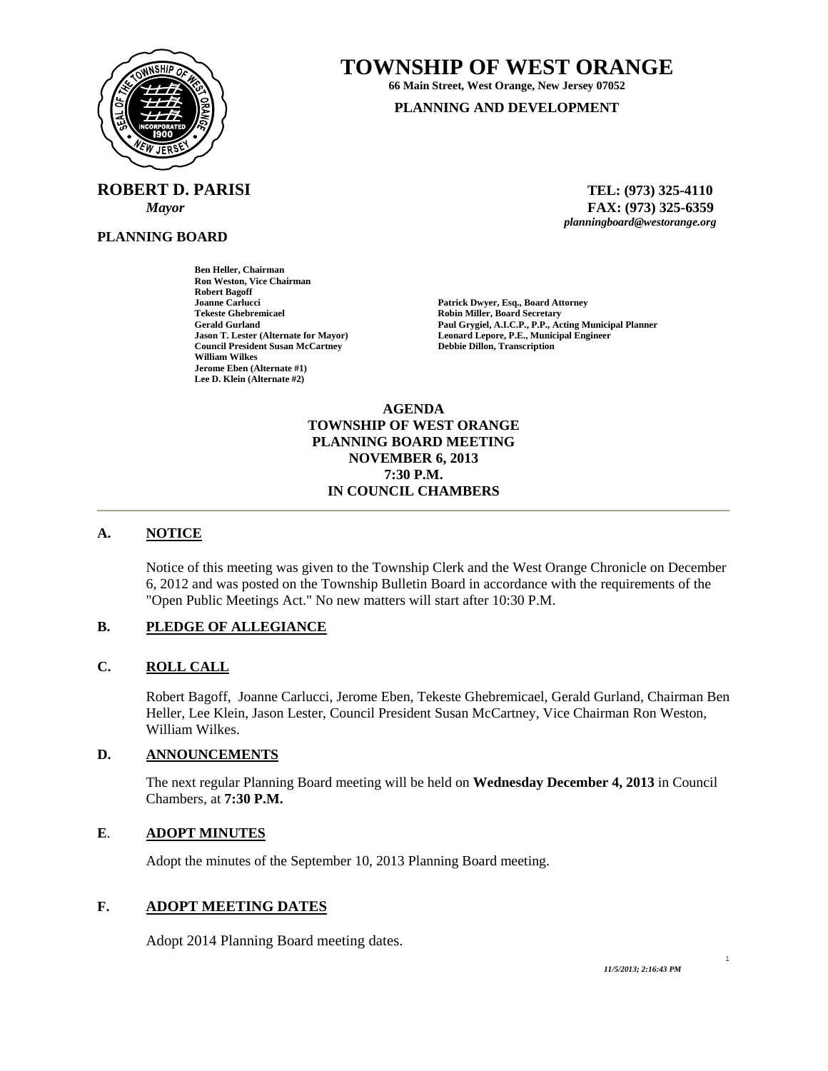# TOWNSHIP OF WEST ORANGE

**66 Main Street, West Orange, New Jersey 07052**

**PLANNING AND DEVELOPMENT**

**ROBERT D. PARISI**
*Mayor*

**TEL: (973) 325-4110**
**FAX: (973) 325-6359**
*planningboard@westorange.org*

**PLANNING BOARD**

**Ben Heller, Chairman**
**Ron Weston, Vice Chairman**
**Robert Bagoff**
**Joanne Carlucci**
**Tekeste Ghebremicael**
**Gerald Gurland**
**Jason T. Lester (Alternate for Mayor)**
**Council President Susan McCartney**
**William Wilkes**
**Jerome Eben (Alternate #1)**
**Lee D. Klein (Alternate #2)**

**Patrick Dwyer, Esq., Board Attorney**
**Robin Miller, Board Secretary**
**Paul Grygiel, A.I.C.P., P.P., Acting Municipal Planner**
**Leonard Lepore, P.E., Municipal Engineer**
**Debbie Dillon, Transcription**

**AGENDA**
**TOWNSHIP OF WEST ORANGE**
**PLANNING BOARD MEETING**
**NOVEMBER 6, 2013**
**7:30 P.M.**
**IN COUNCIL CHAMBERS**

---

## A. NOTICE

Notice of this meeting was given to the Township Clerk and the West Orange Chronicle on December 6, 2012 and was posted on the Township Bulletin Board in accordance with the requirements of the "Open Public Meetings Act." No new matters will start after 10:30 P.M.

## B. PLEDGE OF ALLEGIANCE

## C. ROLL CALL

Robert Bagoff, Joanne Carlucci, Jerome Eben, Tekeste Ghebremicael, Gerald Gurland, Chairman Ben Heller, Lee Klein, Jason Lester, Council President Susan McCartney, Vice Chairman Ron Weston, William Wilkes.

## D. ANNOUNCEMENTS

The next regular Planning Board meeting will be held on **Wednesday December 4, 2013** in Council Chambers, at **7:30 P.M.**

## E. ADOPT MINUTES

Adopt the minutes of the September 10, 2013 Planning Board meeting.

## F. ADOPT MEETING DATES

Adopt 2014 Planning Board meeting dates.

*11/5/2013; 2:16:43 PM*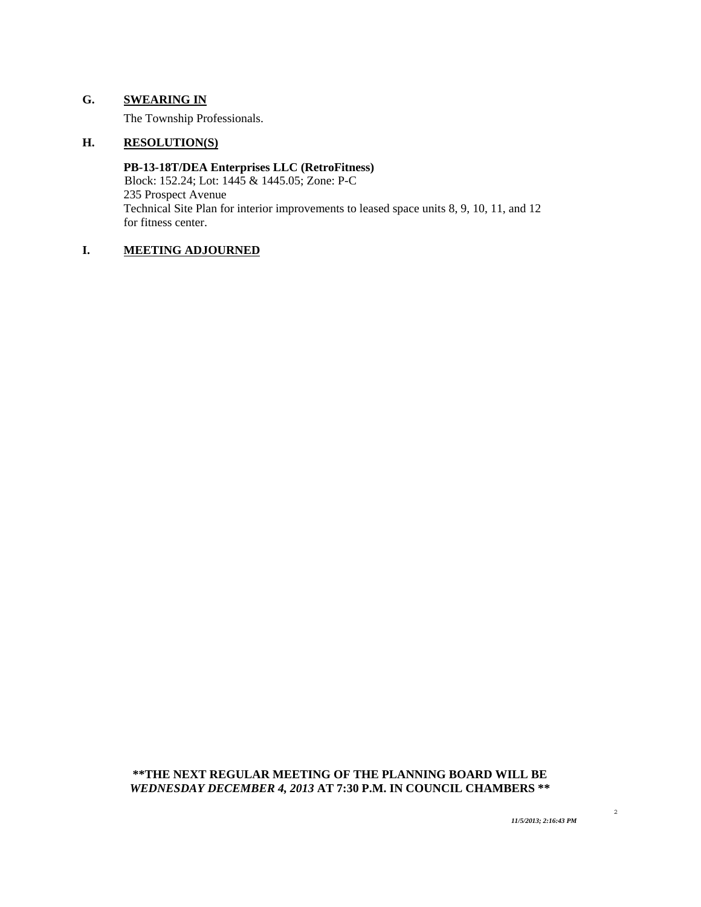## G. SWEARING IN

The Township Professionals.

## H. RESOLUTION(S)

**PB-13-18T/DEA Enterprises LLC (RetroFitness)**
Block: 152.24; Lot: 1445 & 1445.05; Zone: P-C
235 Prospect Avenue
Technical Site Plan for interior improvements to leased space units 8, 9, 10, 11, and 12 for fitness center.

## I. MEETING ADJOURNED

**\*\*THE NEXT REGULAR MEETING OF THE PLANNING BOARD WILL BE *WEDNESDAY DECEMBER 4, 2013* AT 7:30 P.M. IN COUNCIL CHAMBERS \*\***

***11/5/2013; 2:16:43 PM***